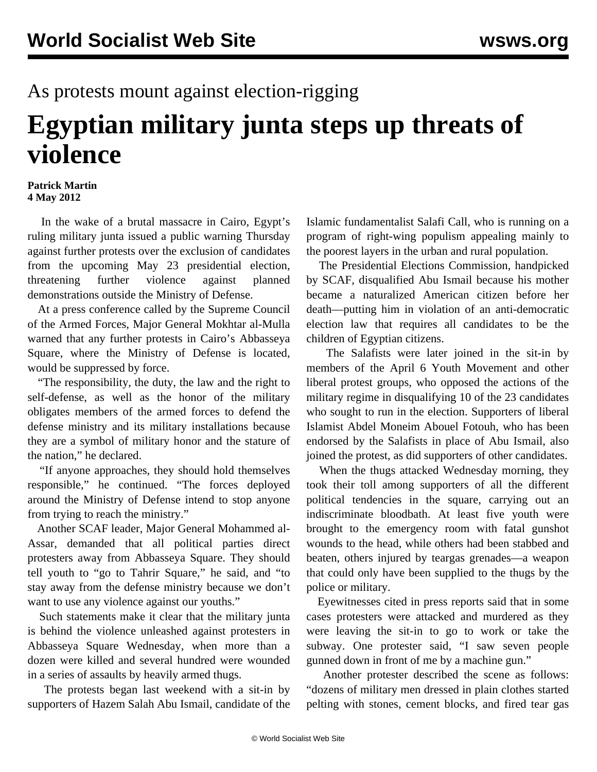As protests mount against election-rigging

# Egyptian military junta steps up threats of violence

**Patrick Martin**
**4 May 2012**

In the wake of a brutal massacre in Cairo, Egypt's ruling military junta issued a public warning Thursday against further protests over the exclusion of candidates from the upcoming May 23 presidential election, threatening further violence against planned demonstrations outside the Ministry of Defense.

At a press conference called by the Supreme Council of the Armed Forces, Major General Mokhtar al-Mulla warned that any further protests in Cairo's Abbasseya Square, where the Ministry of Defense is located, would be suppressed by force.

"The responsibility, the duty, the law and the right to self-defense, as well as the honor of the military obligates members of the armed forces to defend the defense ministry and its military installations because they are a symbol of military honor and the stature of the nation," he declared.

"If anyone approaches, they should hold themselves responsible," he continued. "The forces deployed around the Ministry of Defense intend to stop anyone from trying to reach the ministry."

Another SCAF leader, Major General Mohammed al-Assar, demanded that all political parties direct protesters away from Abbasseya Square. They should tell youth to "go to Tahrir Square," he said, and "to stay away from the defense ministry because we don't want to use any violence against our youths."

Such statements make it clear that the military junta is behind the violence unleashed against protesters in Abbasseya Square Wednesday, when more than a dozen were killed and several hundred were wounded in a series of assaults by heavily armed thugs.

The protests began last weekend with a sit-in by supporters of Hazem Salah Abu Ismail, candidate of the Islamic fundamentalist Salafi Call, who is running on a program of right-wing populism appealing mainly to the poorest layers in the urban and rural population.

The Presidential Elections Commission, handpicked by SCAF, disqualified Abu Ismail because his mother became a naturalized American citizen before her death—putting him in violation of an anti-democratic election law that requires all candidates to be the children of Egyptian citizens.

The Salafists were later joined in the sit-in by members of the April 6 Youth Movement and other liberal protest groups, who opposed the actions of the military regime in disqualifying 10 of the 23 candidates who sought to run in the election. Supporters of liberal Islamist Abdel Moneim Abouel Fotouh, who has been endorsed by the Salafists in place of Abu Ismail, also joined the protest, as did supporters of other candidates.

When the thugs attacked Wednesday morning, they took their toll among supporters of all the different political tendencies in the square, carrying out an indiscriminate bloodbath. At least five youth were brought to the emergency room with fatal gunshot wounds to the head, while others had been stabbed and beaten, others injured by teargas grenades—a weapon that could only have been supplied to the thugs by the police or military.

Eyewitnesses cited in press reports said that in some cases protesters were attacked and murdered as they were leaving the sit-in to go to work or take the subway. One protester said, "I saw seven people gunned down in front of me by a machine gun."

Another protester described the scene as follows: "dozens of military men dressed in plain clothes started pelting with stones, cement blocks, and fired tear gas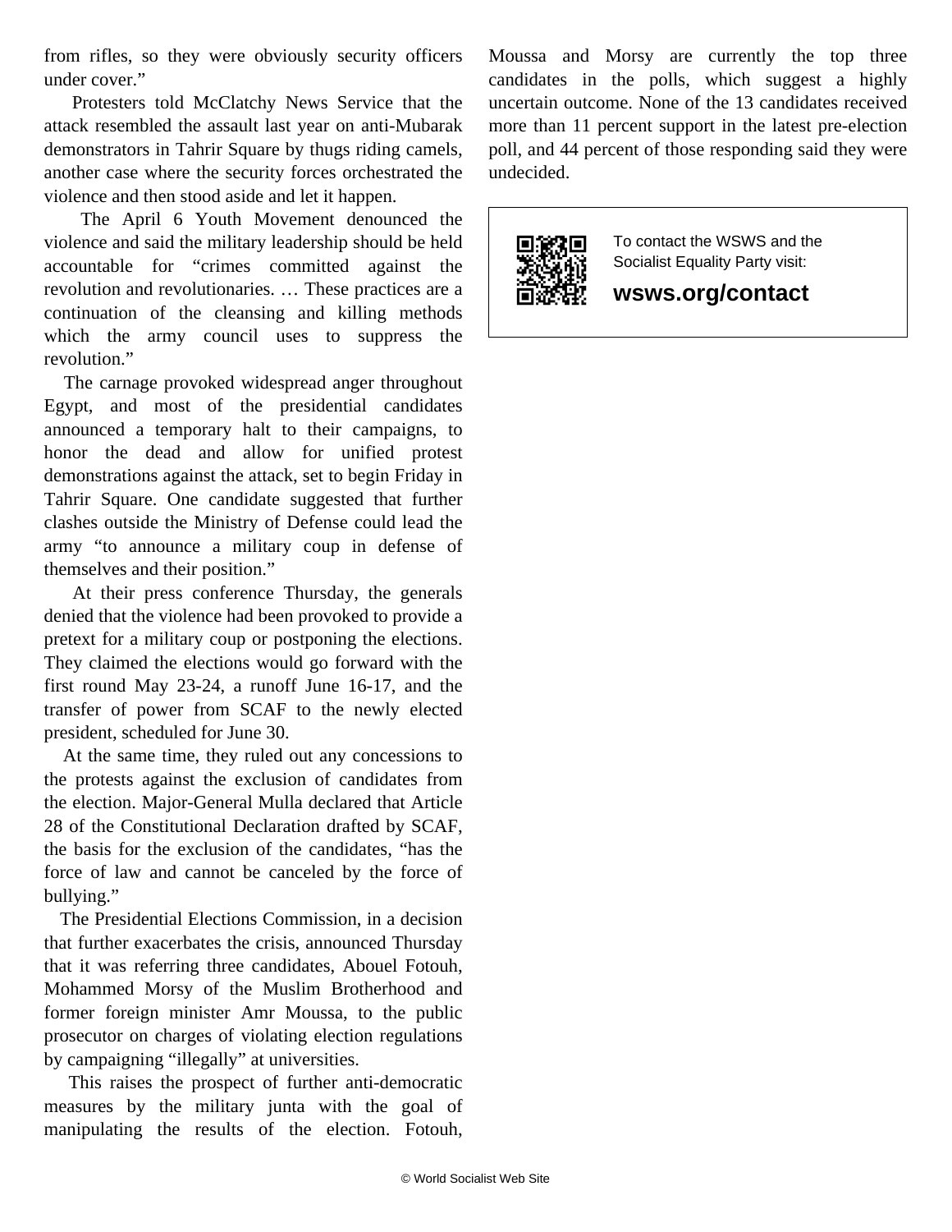from rifles, so they were obviously security officers under cover."

Protesters told McClatchy News Service that the attack resembled the assault last year on anti-Mubarak demonstrators in Tahrir Square by thugs riding camels, another case where the security forces orchestrated the violence and then stood aside and let it happen.

The April 6 Youth Movement denounced the violence and said the military leadership should be held accountable for "crimes committed against the revolution and revolutionaries. … These practices are a continuation of the cleansing and killing methods which the army council uses to suppress the revolution."

The carnage provoked widespread anger throughout Egypt, and most of the presidential candidates announced a temporary halt to their campaigns, to honor the dead and allow for unified protest demonstrations against the attack, set to begin Friday in Tahrir Square. One candidate suggested that further clashes outside the Ministry of Defense could lead the army "to announce a military coup in defense of themselves and their position."

At their press conference Thursday, the generals denied that the violence had been provoked to provide a pretext for a military coup or postponing the elections. They claimed the elections would go forward with the first round May 23-24, a runoff June 16-17, and the transfer of power from SCAF to the newly elected president, scheduled for June 30.

At the same time, they ruled out any concessions to the protests against the exclusion of candidates from the election. Major-General Mulla declared that Article 28 of the Constitutional Declaration drafted by SCAF, the basis for the exclusion of the candidates, "has the force of law and cannot be canceled by the force of bullying."

The Presidential Elections Commission, in a decision that further exacerbates the crisis, announced Thursday that it was referring three candidates, Abouel Fotouh, Mohammed Morsy of the Muslim Brotherhood and former foreign minister Amr Moussa, to the public prosecutor on charges of violating election regulations by campaigning "illegally" at universities.

This raises the prospect of further anti-democratic measures by the military junta with the goal of manipulating the results of the election. Fotouh, Moussa and Morsy are currently the top three candidates in the polls, which suggest a highly uncertain outcome. None of the 13 candidates received more than 11 percent support in the latest pre-election poll, and 44 percent of those responding said they were undecided.

To contact the WSWS and the Socialist Equality Party visit:

**wsws.org/contact**